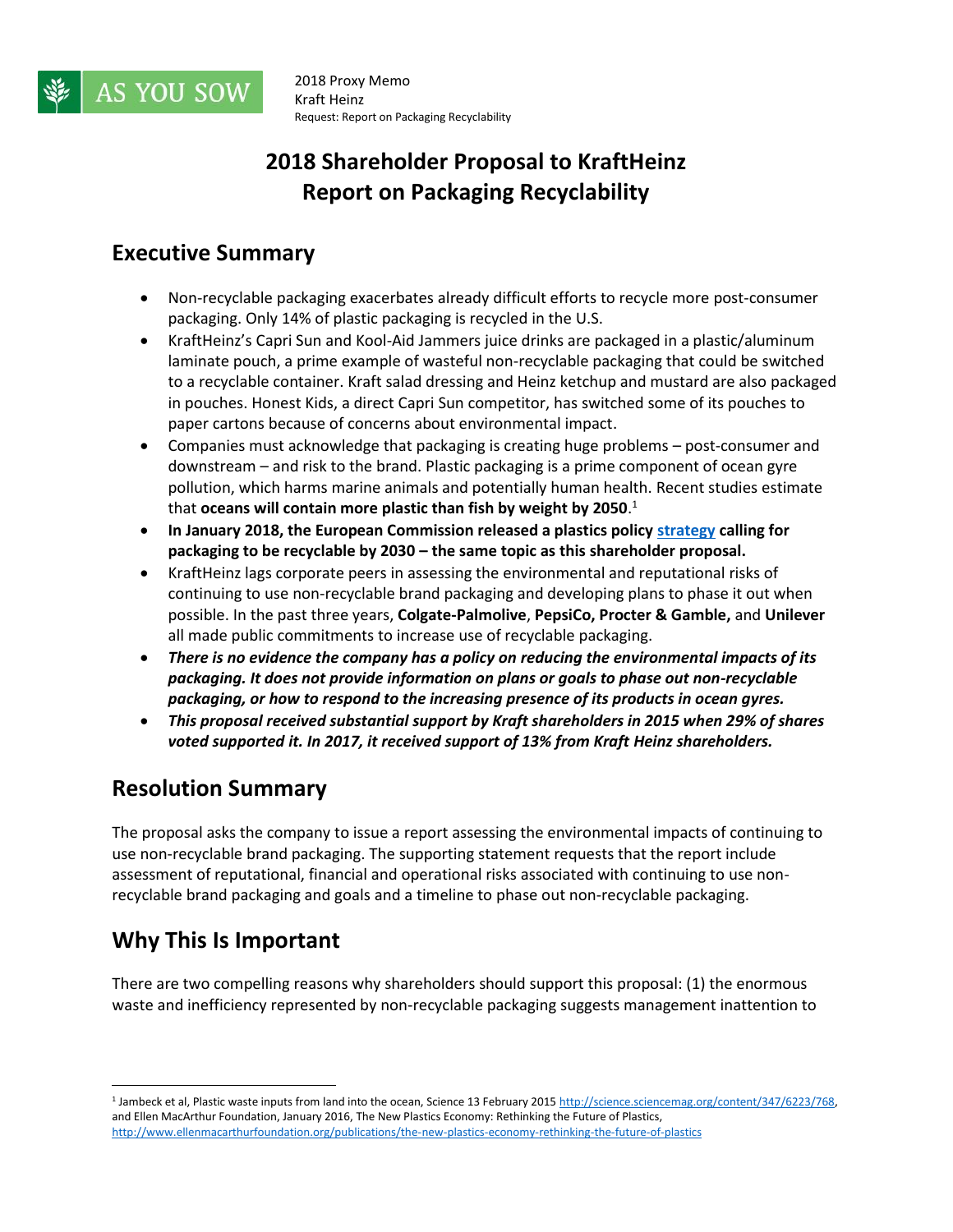2018 Proxy Memo
Kraft Heinz
Request: Report on Packaging Recyclability

# 2018 Shareholder Proposal to KraftHeinz Report on Packaging Recyclability

## Executive Summary

- Non-recyclable packaging exacerbates already difficult efforts to recycle more post-consumer packaging. Only 14% of plastic packaging is recycled in the U.S.
- KraftHeinz's Capri Sun and Kool-Aid Jammers juice drinks are packaged in a plastic/aluminum laminate pouch, a prime example of wasteful non-recyclable packaging that could be switched to a recyclable container. Kraft salad dressing and Heinz ketchup and mustard are also packaged in pouches. Honest Kids, a direct Capri Sun competitor, has switched some of its pouches to paper cartons because of concerns about environmental impact.
- Companies must acknowledge that packaging is creating huge problems – post-consumer and downstream – and risk to the brand. Plastic packaging is a prime component of ocean gyre pollution, which harms marine animals and potentially human health. Recent studies estimate that **oceans will contain more plastic than fish by weight by 2050**.[1]
- **In January 2018, the European Commission released a plastics policy strategy calling for packaging to be recyclable by 2030 – the same topic as this shareholder proposal.**
- KraftHeinz lags corporate peers in assessing the environmental and reputational risks of continuing to use non-recyclable brand packaging and developing plans to phase it out when possible. In the past three years, **Colgate-Palmolive**, **PepsiCo, Procter & Gamble,** and **Unilever** all made public commitments to increase use of recyclable packaging.
- ***There is no evidence the company has a policy on reducing the environmental impacts of its packaging. It does not provide information on plans or goals to phase out non-recyclable packaging, or how to respond to the increasing presence of its products in ocean gyres.***
- ***This proposal received substantial support by Kraft shareholders in 2015 when 29% of shares voted supported it. In 2017, it received support of 13% from Kraft Heinz shareholders.***

## Resolution Summary

The proposal asks the company to issue a report assessing the environmental impacts of continuing to use non-recyclable brand packaging. The supporting statement requests that the report include assessment of reputational, financial and operational risks associated with continuing to use non-recyclable brand packaging and goals and a timeline to phase out non-recyclable packaging.

## Why This Is Important

There are two compelling reasons why shareholders should support this proposal: (1) the enormous waste and inefficiency represented by non-recyclable packaging suggests management inattention to

---

[1] Jambeck et al, Plastic waste inputs from land into the ocean, Science 13 February 2015 http://science.sciencemag.org/content/347/6223/768, and Ellen MacArthur Foundation, January 2016, The New Plastics Economy: Rethinking the Future of Plastics, http://www.ellenmacarthurfoundation.org/publications/the-new-plastics-economy-rethinking-the-future-of-plastics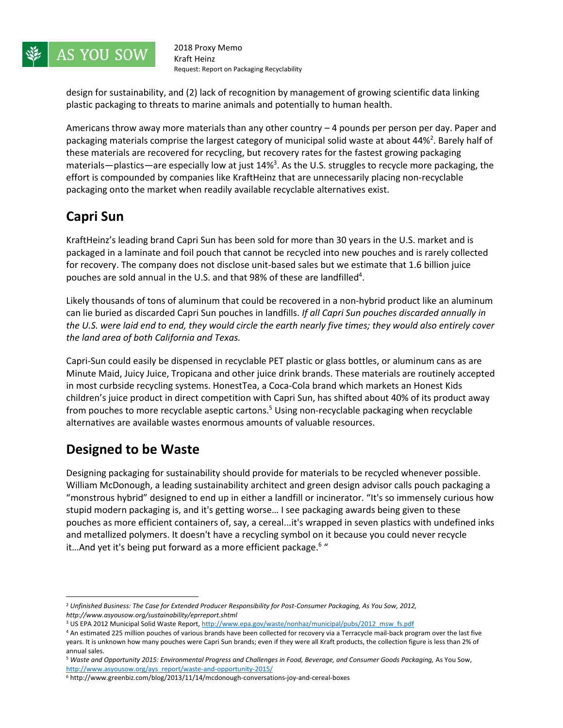design for sustainability, and (2) lack of recognition by management of growing scientific data linking plastic packaging to threats to marine animals and potentially to human health.

Americans throw away more materials than any other country – 4 pounds per person per day. Paper and packaging materials comprise the largest category of municipal solid waste at about 44%[2]. Barely half of these materials are recovered for recycling, but recovery rates for the fastest growing packaging materials—plastics—are especially low at just 14%[3]. As the U.S. struggles to recycle more packaging, the effort is compounded by companies like KraftHeinz that are unnecessarily placing non-recyclable packaging onto the market when readily available recyclable alternatives exist.

## Capri Sun

KraftHeinz's leading brand Capri Sun has been sold for more than 30 years in the U.S. market and is packaged in a laminate and foil pouch that cannot be recycled into new pouches and is rarely collected for recovery. The company does not disclose unit-based sales but we estimate that 1.6 billion juice pouches are sold annual in the U.S. and that 98% of these are landfilled[4].

Likely thousands of tons of aluminum that could be recovered in a non-hybrid product like an aluminum can lie buried as discarded Capri Sun pouches in landfills. *If all Capri Sun pouches discarded annually in the U.S. were laid end to end, they would circle the earth nearly five times; they would also entirely cover the land area of both California and Texas.*

Capri-Sun could easily be dispensed in recyclable PET plastic or glass bottles, or aluminum cans as are Minute Maid, Juicy Juice, Tropicana and other juice drink brands. These materials are routinely accepted in most curbside recycling systems. HonestTea, a Coca-Cola brand which markets an Honest Kids children's juice product in direct competition with Capri Sun, has shifted about 40% of its product away from pouches to more recyclable aseptic cartons.[5] Using non-recyclable packaging when recyclable alternatives are available wastes enormous amounts of valuable resources.

## Designed to be Waste

Designing packaging for sustainability should provide for materials to be recycled whenever possible. William McDonough, a leading sustainability architect and green design advisor calls pouch packaging a "monstrous hybrid" designed to end up in either a landfill or incinerator. "It's so immensely curious how stupid modern packaging is, and it's getting worse… I see packaging awards being given to these pouches as more efficient containers of, say, a cereal...it's wrapped in seven plastics with undefined inks and metallized polymers. It doesn't have a recycling symbol on it because you could never recycle it…And yet it's being put forward as a more efficient package.[6] "

---

[2] *Unfinished Business: The Case for Extended Producer Responsibility for Post-Consumer Packaging, As You Sow, 2012, http://www.asyousow.org/sustainability/eprreport.shtml*

[3] US EPA 2012 Municipal Solid Waste Report, http://www.epa.gov/waste/nonhaz/municipal/pubs/2012_msw_fs.pdf

[4] An estimated 225 million pouches of various brands have been collected for recovery via a Terracycle mail-back program over the last five years. It is unknown how many pouches were Capri Sun brands; even if they were all Kraft products, the collection figure is less than 2% of annual sales.

[5] *Waste and Opportunity 2015: Environmental Progress and Challenges in Food, Beverage, and Consumer Goods Packaging,* As You Sow, http://www.asyousow.org/ays_report/waste-and-opportunity-2015/

[6] http://www.greenbiz.com/blog/2013/11/14/mcdonough-conversations-joy-and-cereal-boxes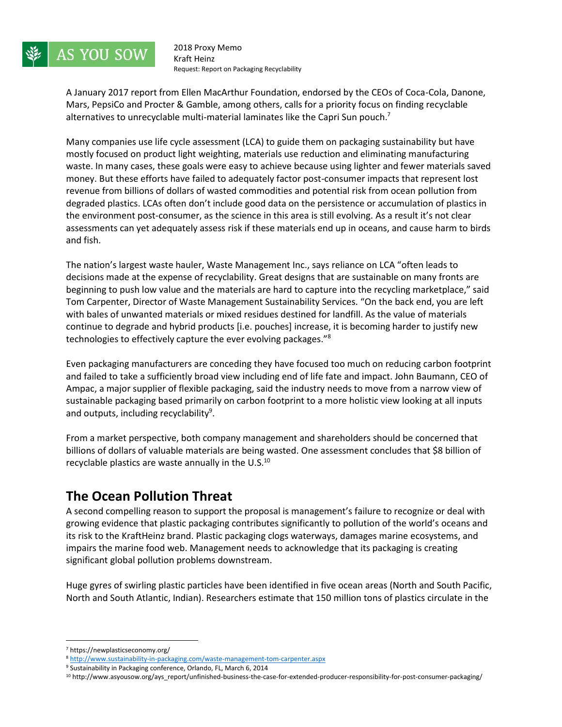A January 2017 report from Ellen MacArthur Foundation, endorsed by the CEOs of Coca-Cola, Danone, Mars, PepsiCo and Procter & Gamble, among others, calls for a priority focus on finding recyclable alternatives to unrecyclable multi-material laminates like the Capri Sun pouch.[7]

Many companies use life cycle assessment (LCA) to guide them on packaging sustainability but have mostly focused on product light weighting, materials use reduction and eliminating manufacturing waste. In many cases, these goals were easy to achieve because using lighter and fewer materials saved money. But these efforts have failed to adequately factor post-consumer impacts that represent lost revenue from billions of dollars of wasted commodities and potential risk from ocean pollution from degraded plastics. LCAs often don't include good data on the persistence or accumulation of plastics in the environment post-consumer, as the science in this area is still evolving. As a result it's not clear assessments can yet adequately assess risk if these materials end up in oceans, and cause harm to birds and fish.

The nation's largest waste hauler, Waste Management Inc., says reliance on LCA "often leads to decisions made at the expense of recyclability. Great designs that are sustainable on many fronts are beginning to push low value and the materials are hard to capture into the recycling marketplace," said Tom Carpenter, Director of Waste Management Sustainability Services. "On the back end, you are left with bales of unwanted materials or mixed residues destined for landfill. As the value of materials continue to degrade and hybrid products [i.e. pouches] increase, it is becoming harder to justify new technologies to effectively capture the ever evolving packages."[8]

Even packaging manufacturers are conceding they have focused too much on reducing carbon footprint and failed to take a sufficiently broad view including end of life fate and impact. John Baumann, CEO of Ampac, a major supplier of flexible packaging, said the industry needs to move from a narrow view of sustainable packaging based primarily on carbon footprint to a more holistic view looking at all inputs and outputs, including recyclability[9].

From a market perspective, both company management and shareholders should be concerned that billions of dollars of valuable materials are being wasted. One assessment concludes that $8 billion of recyclable plastics are waste annually in the U.S.[10]

## The Ocean Pollution Threat

A second compelling reason to support the proposal is management's failure to recognize or deal with growing evidence that plastic packaging contributes significantly to pollution of the world's oceans and its risk to the KraftHeinz brand. Plastic packaging clogs waterways, damages marine ecosystems, and impairs the marine food web. Management needs to acknowledge that its packaging is creating significant global pollution problems downstream.

Huge gyres of swirling plastic particles have been identified in five ocean areas (North and South Pacific, North and South Atlantic, Indian). Researchers estimate that 150 million tons of plastics circulate in the

---

[7] https://newplasticseconomy.org/

[8] http://www.sustainability-in-packaging.com/waste-management-tom-carpenter.aspx

[9] Sustainability in Packaging conference, Orlando, FL, March 6, 2014

[10] http://www.asyousow.org/ays_report/unfinished-business-the-case-for-extended-producer-responsibility-for-post-consumer-packaging/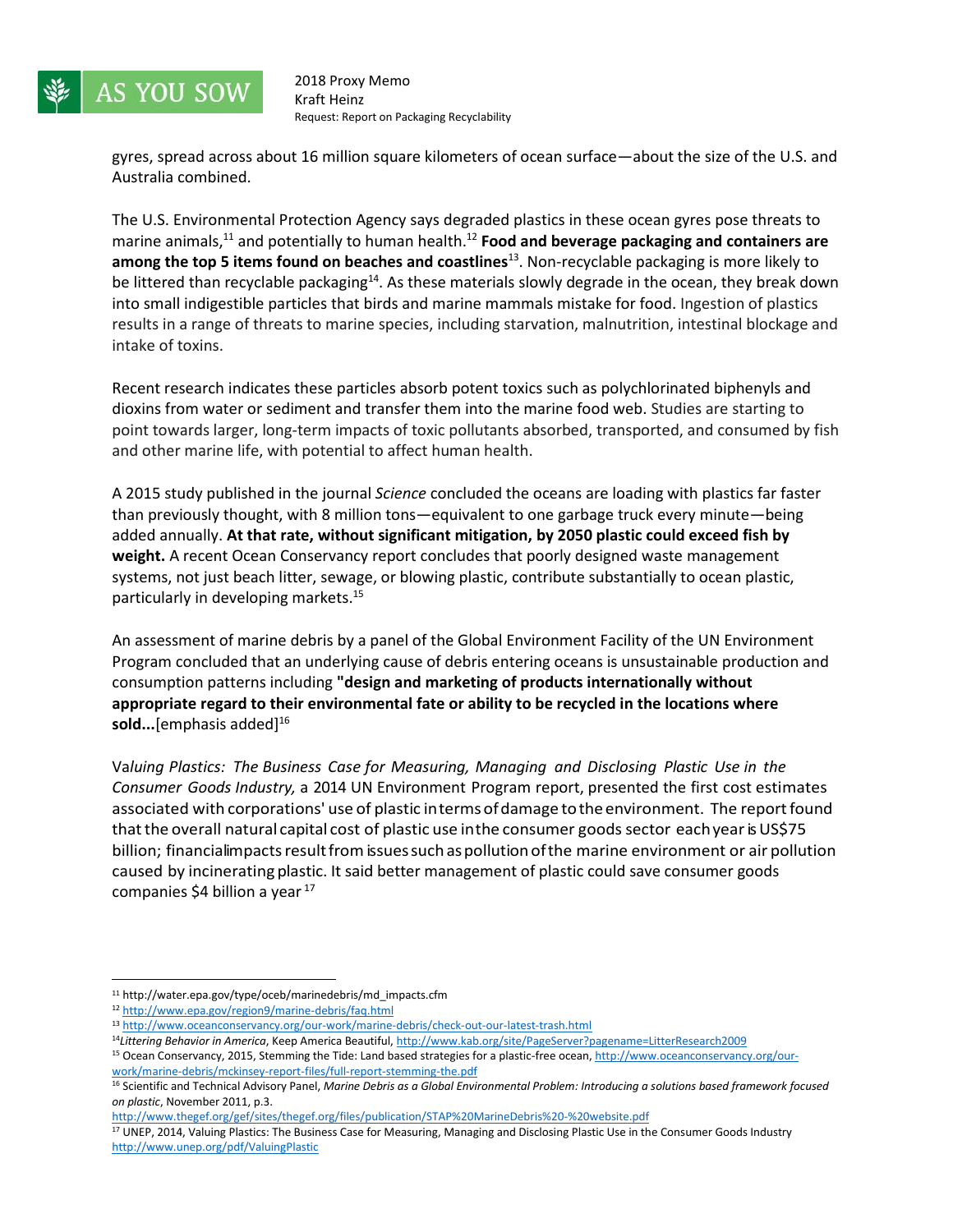gyres, spread across about 16 million square kilometers of ocean surface—about the size of the U.S. and Australia combined.

The U.S. Environmental Protection Agency says degraded plastics in these ocean gyres pose threats to marine animals,[11] and potentially to human health.[12] **Food and beverage packaging and containers are among the top 5 items found on beaches and coastlines**[13]. Non-recyclable packaging is more likely to be littered than recyclable packaging[14]. As these materials slowly degrade in the ocean, they break down into small indigestible particles that birds and marine mammals mistake for food. Ingestion of plastics results in a range of threats to marine species, including starvation, malnutrition, intestinal blockage and intake of toxins.

Recent research indicates these particles absorb potent toxics such as polychlorinated biphenyls and dioxins from water or sediment and transfer them into the marine food web. Studies are starting to point towards larger, long-term impacts of toxic pollutants absorbed, transported, and consumed by fish and other marine life, with potential to affect human health.

A 2015 study published in the journal *Science* concluded the oceans are loading with plastics far faster than previously thought, with 8 million tons—equivalent to one garbage truck every minute—being added annually. **At that rate, without significant mitigation, by 2050 plastic could exceed fish by weight.** A recent Ocean Conservancy report concludes that poorly designed waste management systems, not just beach litter, sewage, or blowing plastic, contribute substantially to ocean plastic, particularly in developing markets.[15]

An assessment of marine debris by a panel of the Global Environment Facility of the UN Environment Program concluded that an underlying cause of debris entering oceans is unsustainable production and consumption patterns including **"design and marketing of products internationally without appropriate regard to their environmental fate or ability to be recycled in the locations where sold...**[emphasis added][16]

Va*luing Plastics: The Business Case for Measuring, Managing and Disclosing Plastic Use in the Consumer Goods Industry,* a 2014 UN Environment Program report, presented the first cost estimates associated with corporations' use of plastic in terms of damage to the environment. The report found that the overall natural capital cost of plastic use in the consumer goods sector each year is US$75 billion; financial impacts result from issues such as pollution of the marine environment or air pollution caused by incinerating plastic. It said better management of plastic could save consumer goods companies $4 billion a year [17]

---

[11] http://water.epa.gov/type/oceb/marinedebris/md_impacts.cfm

[12] http://www.epa.gov/region9/marine-debris/faq.html

[13] http://www.oceanconservancy.org/our-work/marine-debris/check-out-our-latest-trash.html

[14] *Littering Behavior in America*, Keep America Beautiful, http://www.kab.org/site/PageServer?pagename=LitterResearch2009

[15] Ocean Conservancy, 2015, Stemming the Tide: Land based strategies for a plastic-free ocean, http://www.oceanconservancy.org/our-work/marine-debris/mckinsey-report-files/full-report-stemming-the.pdf

[16] Scientific and Technical Advisory Panel, *Marine Debris as a Global Environmental Problem: Introducing a solutions based framework focused on plastic*, November 2011, p.3. http://www.thegef.org/gef/sites/thegef.org/files/publication/STAP%20MarineDebris%20-%20website.pdf

[17] UNEP, 2014, Valuing Plastics: The Business Case for Measuring, Managing and Disclosing Plastic Use in the Consumer Goods Industry http://www.unep.org/pdf/ValuingPlastic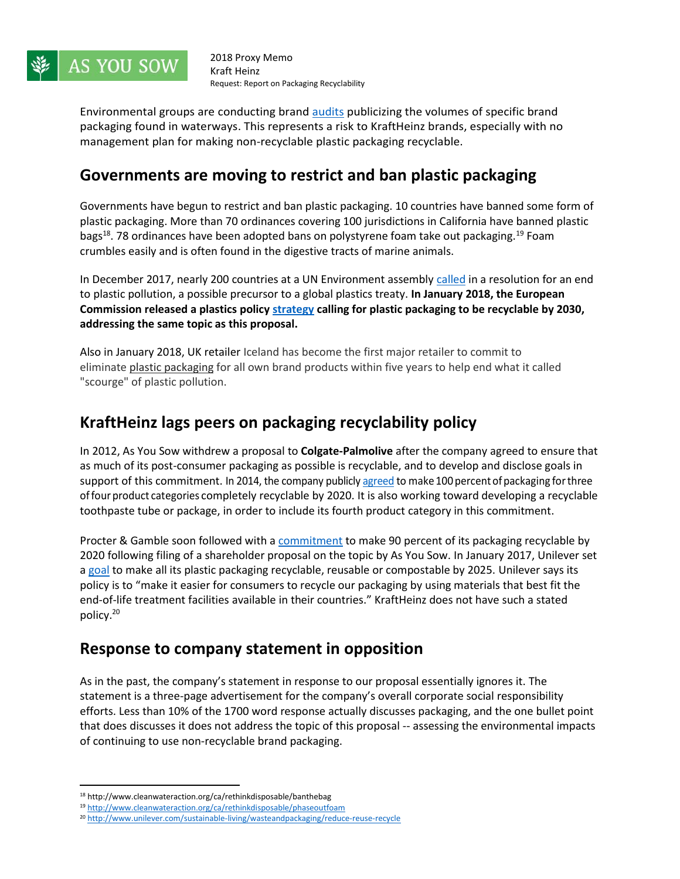Environmental groups are conducting brand audits publicizing the volumes of specific brand packaging found in waterways. This represents a risk to KraftHeinz brands, especially with no management plan for making non-recyclable plastic packaging recyclable.

## Governments are moving to restrict and ban plastic packaging

Governments have begun to restrict and ban plastic packaging. 10 countries have banned some form of plastic packaging. More than 70 ordinances covering 100 jurisdictions in California have banned plastic bags[18]. 78 ordinances have been adopted bans on polystyrene foam take out packaging.[19] Foam crumbles easily and is often found in the digestive tracts of marine animals.

In December 2017, nearly 200 countries at a UN Environment assembly called in a resolution for an end to plastic pollution, a possible precursor to a global plastics treaty. **In January 2018, the European Commission released a plastics policy strategy calling for plastic packaging to be recyclable by 2030, addressing the same topic as this proposal.**

Also in January 2018, UK retailer Iceland has become the first major retailer to commit to eliminate plastic packaging for all own brand products within five years to help end what it called "scourge" of plastic pollution.

## KraftHeinz lags peers on packaging recyclability policy

In 2012, As You Sow withdrew a proposal to **Colgate-Palmolive** after the company agreed to ensure that as much of its post-consumer packaging as possible is recyclable, and to develop and disclose goals in support of this commitment. In 2014, the company publicly agreed to make 100 percent of packaging for three of four product categories completely recyclable by 2020. It is also working toward developing a recyclable toothpaste tube or package, in order to include its fourth product category in this commitment.

Procter & Gamble soon followed with a commitment to make 90 percent of its packaging recyclable by 2020 following filing of a shareholder proposal on the topic by As You Sow. In January 2017, Unilever set a goal to make all its plastic packaging recyclable, reusable or compostable by 2025. Unilever says its policy is to "make it easier for consumers to recycle our packaging by using materials that best fit the end-of-life treatment facilities available in their countries." KraftHeinz does not have such a stated policy.[20]

## Response to company statement in opposition

As in the past, the company's statement in response to our proposal essentially ignores it. The statement is a three-page advertisement for the company's overall corporate social responsibility efforts. Less than 10% of the 1700 word response actually discusses packaging, and the one bullet point that does discusses it does not address the topic of this proposal -- assessing the environmental impacts of continuing to use non-recyclable brand packaging.

---

[18] http://www.cleanwateraction.org/ca/rethinkdisposable/banthebag

[19] http://www.cleanwateraction.org/ca/rethinkdisposable/phaseoutfoam

[20] http://www.unilever.com/sustainable-living/wasteandpackaging/reduce-reuse-recycle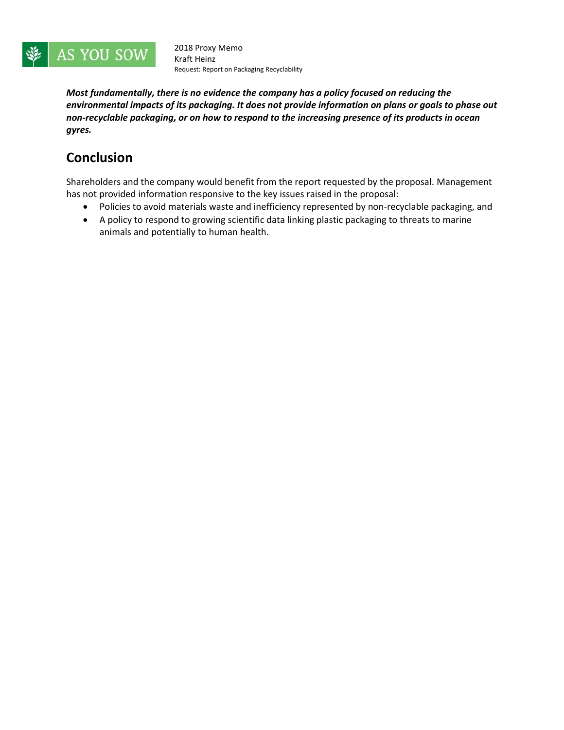***Most fundamentally, there is no evidence the company has a policy focused on reducing the environmental impacts of its packaging. It does not provide information on plans or goals to phase out non-recyclable packaging, or on how to respond to the increasing presence of its products in ocean gyres.***

## Conclusion

Shareholders and the company would benefit from the report requested by the proposal. Management has not provided information responsive to the key issues raised in the proposal:

- Policies to avoid materials waste and inefficiency represented by non-recyclable packaging, and
- A policy to respond to growing scientific data linking plastic packaging to threats to marine animals and potentially to human health.